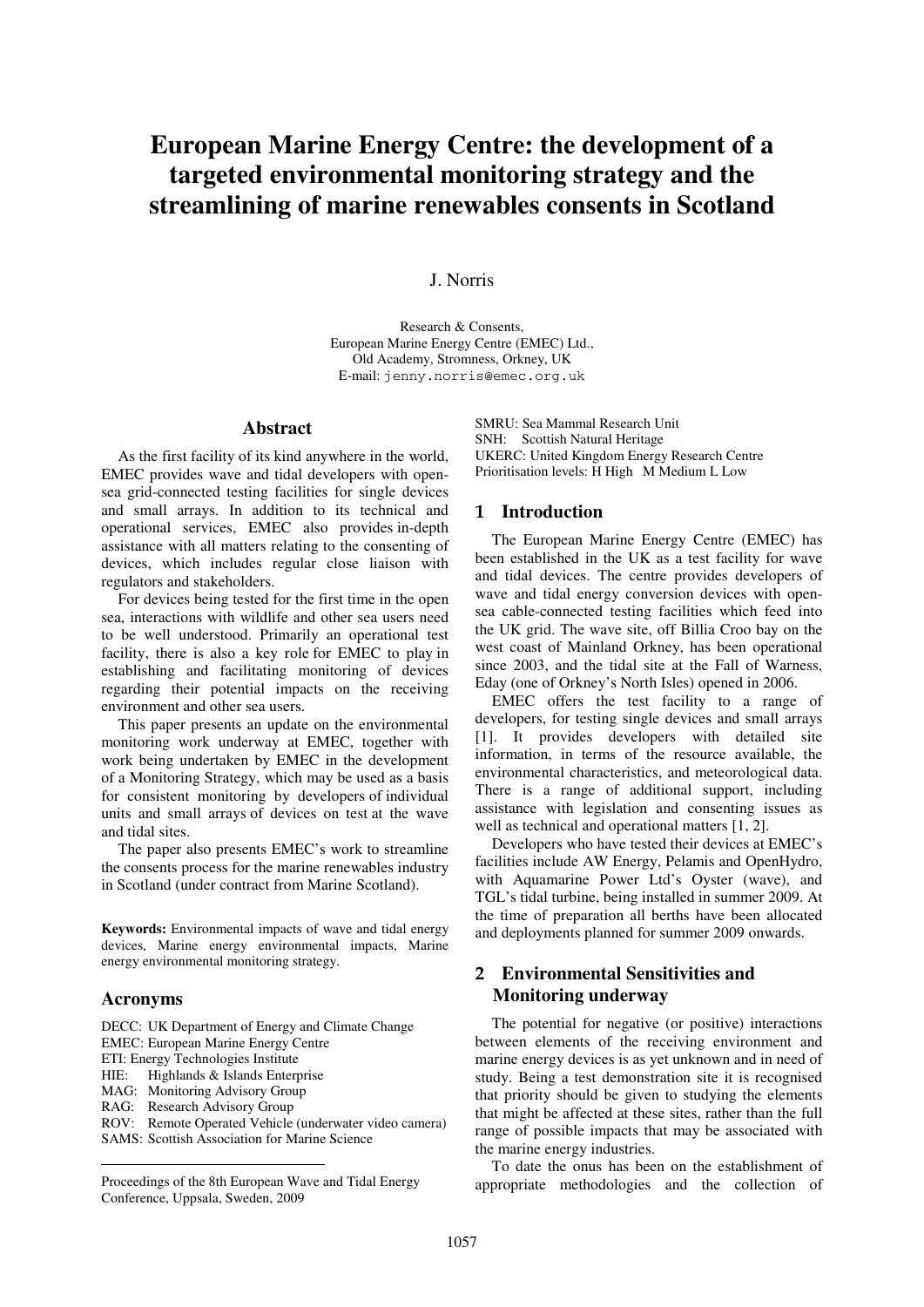# European Marine Energy Centre: the development of a targeted environmental monitoring strategy and the streamlining of marine renewables consents in Scotland

J. Norris

Research & Consents,
European Marine Energy Centre (EMEC) Ltd.,
Old Academy, Stromness, Orkney, UK
E-mail: jenny.norris@emec.org.uk

## Abstract

As the first facility of its kind anywhere in the world, EMEC provides wave and tidal developers with open-sea grid-connected testing facilities for single devices and small arrays. In addition to its technical and operational services, EMEC also provides in-depth assistance with all matters relating to the consenting of devices, which includes regular close liaison with regulators and stakeholders.

For devices being tested for the first time in the open sea, interactions with wildlife and other sea users need to be well understood. Primarily an operational test facility, there is also a key role for EMEC to play in establishing and facilitating monitoring of devices regarding their potential impacts on the receiving environment and other sea users.

This paper presents an update on the environmental monitoring work underway at EMEC, together with work being undertaken by EMEC in the development of a Monitoring Strategy, which may be used as a basis for consistent monitoring by developers of individual units and small arrays of devices on test at the wave and tidal sites.

The paper also presents EMEC's work to streamline the consents process for the marine renewables industry in Scotland (under contract from Marine Scotland).

**Keywords:** Environmental impacts of wave and tidal energy devices, Marine energy environmental impacts, Marine energy environmental monitoring strategy.

## Acronyms

DECC: UK Department of Energy and Climate Change
EMEC: European Marine Energy Centre
ETI: Energy Technologies Institute
HIE: Highlands & Islands Enterprise
MAG: Monitoring Advisory Group
RAG: Research Advisory Group
ROV: Remote Operated Vehicle (underwater video camera)
SAMS: Scottish Association for Marine Science
SMRU: Sea Mammal Research Unit
SNH: Scottish Natural Heritage
UKERC: United Kingdom Energy Research Centre
Prioritisation levels: H High M Medium L Low

Proceedings of the 8th European Wave and Tidal Energy Conference, Uppsala, Sweden, 2009

## 1 Introduction

The European Marine Energy Centre (EMEC) has been established in the UK as a test facility for wave and tidal devices. The centre provides developers of wave and tidal energy conversion devices with open-sea cable-connected testing facilities which feed into the UK grid. The wave site, off Billia Croo bay on the west coast of Mainland Orkney, has been operational since 2003, and the tidal site at the Fall of Warness, Eday (one of Orkney's North Isles) opened in 2006.

EMEC offers the test facility to a range of developers, for testing single devices and small arrays [1]. It provides developers with detailed site information, in terms of the resource available, the environmental characteristics, and meteorological data. There is a range of additional support, including assistance with legislation and consenting issues as well as technical and operational matters [1, 2].

Developers who have tested their devices at EMEC's facilities include AW Energy, Pelamis and OpenHydro, with Aquamarine Power Ltd's Oyster (wave), and TGL's tidal turbine, being installed in summer 2009. At the time of preparation all berths have been allocated and deployments planned for summer 2009 onwards.

## 2 Environmental Sensitivities and Monitoring underway

The potential for negative (or positive) interactions between elements of the receiving environment and marine energy devices is as yet unknown and in need of study. Being a test demonstration site it is recognised that priority should be given to studying the elements that might be affected at these sites, rather than the full range of possible impacts that may be associated with the marine energy industries.

To date the onus has been on the establishment of appropriate methodologies and the collection of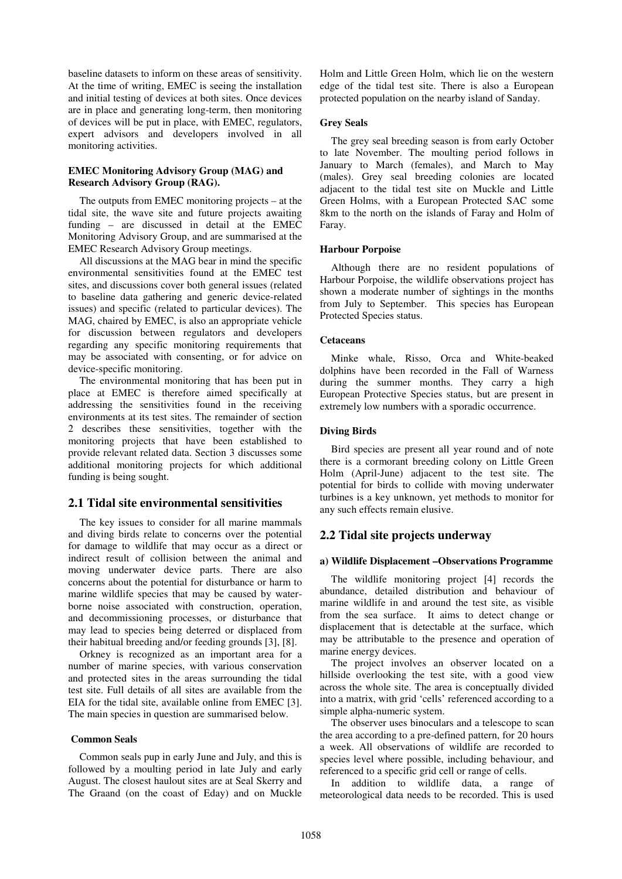baseline datasets to inform on these areas of sensitivity. At the time of writing, EMEC is seeing the installation and initial testing of devices at both sites. Once devices are in place and generating long-term, then monitoring of devices will be put in place, with EMEC, regulators, expert advisors and developers involved in all monitoring activities.

#### EMEC Monitoring Advisory Group (MAG) and Research Advisory Group (RAG).

The outputs from EMEC monitoring projects – at the tidal site, the wave site and future projects awaiting funding – are discussed in detail at the EMEC Monitoring Advisory Group, and are summarised at the EMEC Research Advisory Group meetings.

All discussions at the MAG bear in mind the specific environmental sensitivities found at the EMEC test sites, and discussions cover both general issues (related to baseline data gathering and generic device-related issues) and specific (related to particular devices). The MAG, chaired by EMEC, is also an appropriate vehicle for discussion between regulators and developers regarding any specific monitoring requirements that may be associated with consenting, or for advice on device-specific monitoring.

The environmental monitoring that has been put in place at EMEC is therefore aimed specifically at addressing the sensitivities found in the receiving environments at its test sites. The remainder of section 2 describes these sensitivities, together with the monitoring projects that have been established to provide relevant related data. Section 3 discusses some additional monitoring projects for which additional funding is being sought.

## 2.1 Tidal site environmental sensitivities

The key issues to consider for all marine mammals and diving birds relate to concerns over the potential for damage to wildlife that may occur as a direct or indirect result of collision between the animal and moving underwater device parts. There are also concerns about the potential for disturbance or harm to marine wildlife species that may be caused by water-borne noise associated with construction, operation, and decommissioning processes, or disturbance that may lead to species being deterred or displaced from their habitual breeding and/or feeding grounds [3], [8].

Orkney is recognized as an important area for a number of marine species, with various conservation and protected sites in the areas surrounding the tidal test site. Full details of all sites are available from the EIA for the tidal site, available online from EMEC [3]. The main species in question are summarised below.

#### Common Seals

Common seals pup in early June and July, and this is followed by a moulting period in late July and early August. The closest haulout sites are at Seal Skerry and The Graand (on the coast of Eday) and on Muckle Holm and Little Green Holm, which lie on the western edge of the tidal test site. There is also a European protected population on the nearby island of Sanday.

#### Grey Seals

The grey seal breeding season is from early October to late November. The moulting period follows in January to March (females), and March to May (males). Grey seal breeding colonies are located adjacent to the tidal test site on Muckle and Little Green Holms, with a European Protected SAC some 8km to the north on the islands of Faray and Holm of Faray.

#### Harbour Porpoise

Although there are no resident populations of Harbour Porpoise, the wildlife observations project has shown a moderate number of sightings in the months from July to September. This species has European Protected Species status.

#### Cetaceans

Minke whale, Risso, Orca and White-beaked dolphins have been recorded in the Fall of Warness during the summer months. They carry a high European Protective Species status, but are present in extremely low numbers with a sporadic occurrence.

#### Diving Birds

Bird species are present all year round and of note there is a cormorant breeding colony on Little Green Holm (April-June) adjacent to the test site. The potential for birds to collide with moving underwater turbines is a key unknown, yet methods to monitor for any such effects remain elusive.

## 2.2 Tidal site projects underway

#### a) Wildlife Displacement –Observations Programme

The wildlife monitoring project [4] records the abundance, detailed distribution and behaviour of marine wildlife in and around the test site, as visible from the sea surface. It aims to detect change or displacement that is detectable at the surface, which may be attributable to the presence and operation of marine energy devices.

The project involves an observer located on a hillside overlooking the test site, with a good view across the whole site. The area is conceptually divided into a matrix, with grid 'cells' referenced according to a simple alpha-numeric system.

The observer uses binoculars and a telescope to scan the area according to a pre-defined pattern, for 20 hours a week. All observations of wildlife are recorded to species level where possible, including behaviour, and referenced to a specific grid cell or range of cells.

In addition to wildlife data, a range of meteorological data needs to be recorded. This is used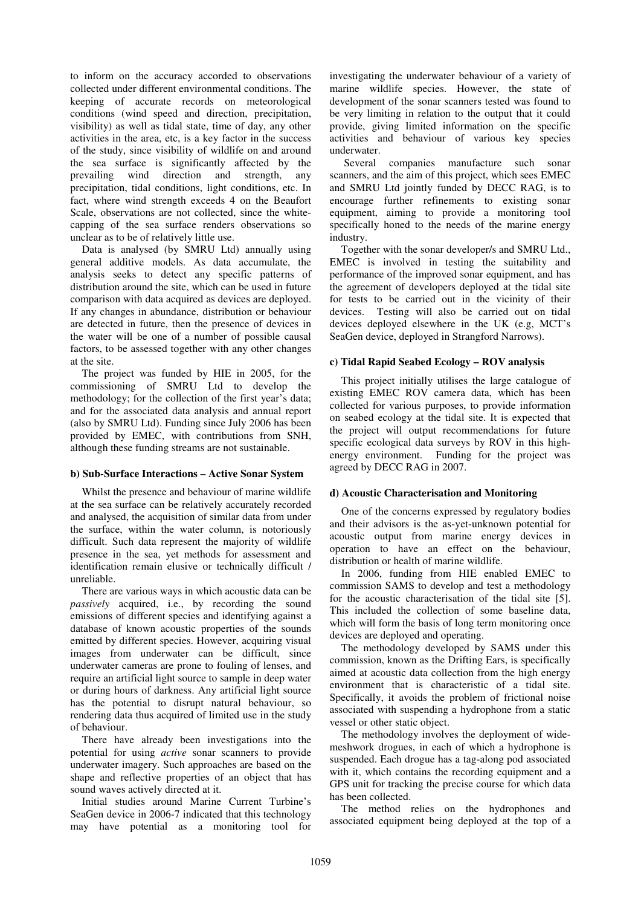to inform on the accuracy accorded to observations collected under different environmental conditions. The keeping of accurate records on meteorological conditions (wind speed and direction, precipitation, visibility) as well as tidal state, time of day, any other activities in the area, etc, is a key factor in the success of the study, since visibility of wildlife on and around the sea surface is significantly affected by the prevailing wind direction and strength, any precipitation, tidal conditions, light conditions, etc. In fact, where wind strength exceeds 4 on the Beaufort Scale, observations are not collected, since the white-capping of the sea surface renders observations so unclear as to be of relatively little use.

Data is analysed (by SMRU Ltd) annually using general additive models. As data accumulate, the analysis seeks to detect any specific patterns of distribution around the site, which can be used in future comparison with data acquired as devices are deployed. If any changes in abundance, distribution or behaviour are detected in future, then the presence of devices in the water will be one of a number of possible causal factors, to be assessed together with any other changes at the site.

The project was funded by HIE in 2005, for the commissioning of SMRU Ltd to develop the methodology; for the collection of the first year's data; and for the associated data analysis and annual report (also by SMRU Ltd). Funding since July 2006 has been provided by EMEC, with contributions from SNH, although these funding streams are not sustainable.

### b) Sub-Surface Interactions – Active Sonar System

Whilst the presence and behaviour of marine wildlife at the sea surface can be relatively accurately recorded and analysed, the acquisition of similar data from under the surface, within the water column, is notoriously difficult. Such data represent the majority of wildlife presence in the sea, yet methods for assessment and identification remain elusive or technically difficult / unreliable.

There are various ways in which acoustic data can be *passively* acquired, i.e., by recording the sound emissions of different species and identifying against a database of known acoustic properties of the sounds emitted by different species. However, acquiring visual images from underwater can be difficult, since underwater cameras are prone to fouling of lenses, and require an artificial light source to sample in deep water or during hours of darkness. Any artificial light source has the potential to disrupt natural behaviour, so rendering data thus acquired of limited use in the study of behaviour.

There have already been investigations into the potential for using *active* sonar scanners to provide underwater imagery. Such approaches are based on the shape and reflective properties of an object that has sound waves actively directed at it.

Initial studies around Marine Current Turbine's SeaGen device in 2006-7 indicated that this technology may have potential as a monitoring tool for investigating the underwater behaviour of a variety of marine wildlife species. However, the state of development of the sonar scanners tested was found to be very limiting in relation to the output that it could provide, giving limited information on the specific activities and behaviour of various key species underwater.

Several companies manufacture such sonar scanners, and the aim of this project, which sees EMEC and SMRU Ltd jointly funded by DECC RAG, is to encourage further refinements to existing sonar equipment, aiming to provide a monitoring tool specifically honed to the needs of the marine energy industry.

Together with the sonar developer/s and SMRU Ltd., EMEC is involved in testing the suitability and performance of the improved sonar equipment, and has the agreement of developers deployed at the tidal site for tests to be carried out in the vicinity of their devices. Testing will also be carried out on tidal devices deployed elsewhere in the UK (e.g, MCT's SeaGen device, deployed in Strangford Narrows).

### c) Tidal Rapid Seabed Ecology – ROV analysis

This project initially utilises the large catalogue of existing EMEC ROV camera data, which has been collected for various purposes, to provide information on seabed ecology at the tidal site. It is expected that the project will output recommendations for future specific ecological data surveys by ROV in this high-energy environment. Funding for the project was agreed by DECC RAG in 2007.

### d) Acoustic Characterisation and Monitoring

One of the concerns expressed by regulatory bodies and their advisors is the as-yet-unknown potential for acoustic output from marine energy devices in operation to have an effect on the behaviour, distribution or health of marine wildlife.

In 2006, funding from HIE enabled EMEC to commission SAMS to develop and test a methodology for the acoustic characterisation of the tidal site [5]. This included the collection of some baseline data, which will form the basis of long term monitoring once devices are deployed and operating.

The methodology developed by SAMS under this commission, known as the Drifting Ears, is specifically aimed at acoustic data collection from the high energy environment that is characteristic of a tidal site. Specifically, it avoids the problem of frictional noise associated with suspending a hydrophone from a static vessel or other static object.

The methodology involves the deployment of wide-meshwork drogues, in each of which a hydrophone is suspended. Each drogue has a tag-along pod associated with it, which contains the recording equipment and a GPS unit for tracking the precise course for which data has been collected.

The method relies on the hydrophones and associated equipment being deployed at the top of a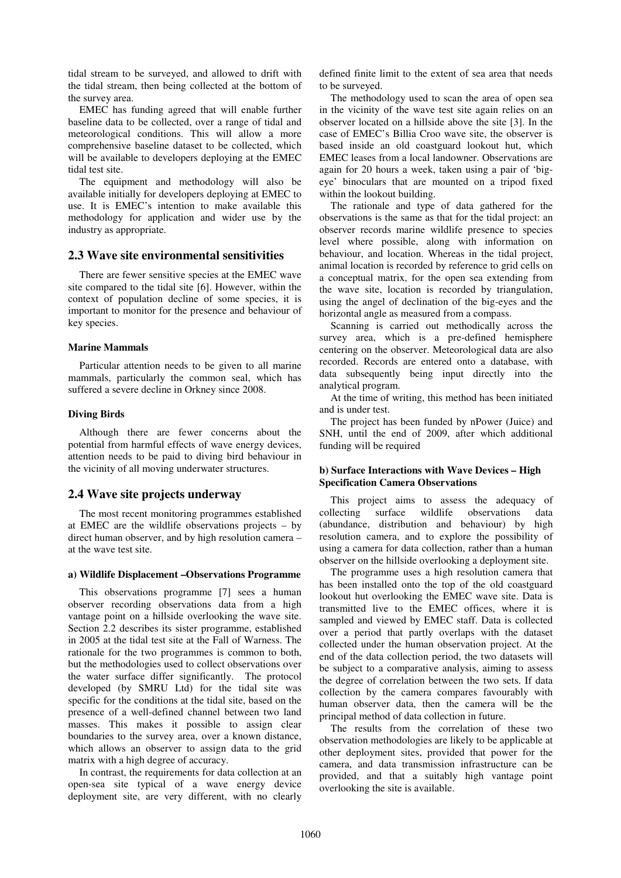tidal stream to be surveyed, and allowed to drift with the tidal stream, then being collected at the bottom of the survey area.

EMEC has funding agreed that will enable further baseline data to be collected, over a range of tidal and meteorological conditions. This will allow a more comprehensive baseline dataset to be collected, which will be available to developers deploying at the EMEC tidal test site.

The equipment and methodology will also be available initially for developers deploying at EMEC to use. It is EMEC's intention to make available this methodology for application and wider use by the industry as appropriate.

## 2.3 Wave site environmental sensitivities

There are fewer sensitive species at the EMEC wave site compared to the tidal site [6]. However, within the context of population decline of some species, it is important to monitor for the presence and behaviour of key species.

#### Marine Mammals

Particular attention needs to be given to all marine mammals, particularly the common seal, which has suffered a severe decline in Orkney since 2008.

#### Diving Birds

Although there are fewer concerns about the potential from harmful effects of wave energy devices, attention needs to be paid to diving bird behaviour in the vicinity of all moving underwater structures.

## 2.4 Wave site projects underway

The most recent monitoring programmes established at EMEC are the wildlife observations projects – by direct human observer, and by high resolution camera – at the wave test site.

#### a) Wildlife Displacement –Observations Programme

This observations programme [7] sees a human observer recording observations data from a high vantage point on a hillside overlooking the wave site. Section 2.2 describes its sister programme, established in 2005 at the tidal test site at the Fall of Warness. The rationale for the two programmes is common to both, but the methodologies used to collect observations over the water surface differ significantly. The protocol developed (by SMRU Ltd) for the tidal site was specific for the conditions at the tidal site, based on the presence of a well-defined channel between two land masses. This makes it possible to assign clear boundaries to the survey area, over a known distance, which allows an observer to assign data to the grid matrix with a high degree of accuracy.

In contrast, the requirements for data collection at an open-sea site typical of a wave energy device deployment site, are very different, with no clearly defined finite limit to the extent of sea area that needs to be surveyed.

The methodology used to scan the area of open sea in the vicinity of the wave test site again relies on an observer located on a hillside above the site [3]. In the case of EMEC's Billia Croo wave site, the observer is based inside an old coastguard lookout hut, which EMEC leases from a local landowner. Observations are again for 20 hours a week, taken using a pair of 'big-eye' binoculars that are mounted on a tripod fixed within the lookout building.

The rationale and type of data gathered for the observations is the same as that for the tidal project: an observer records marine wildlife presence to species level where possible, along with information on behaviour, and location. Whereas in the tidal project, animal location is recorded by reference to grid cells on a conceptual matrix, for the open sea extending from the wave site, location is recorded by triangulation, using the angel of declination of the big-eyes and the horizontal angle as measured from a compass.

Scanning is carried out methodically across the survey area, which is a pre-defined hemisphere centering on the observer. Meteorological data are also recorded. Records are entered onto a database, with data subsequently being input directly into the analytical program.

At the time of writing, this method has been initiated and is under test.

The project has been funded by nPower (Juice) and SNH, until the end of 2009, after which additional funding will be required

#### b) Surface Interactions with Wave Devices – High Specification Camera Observations

This project aims to assess the adequacy of collecting surface wildlife observations data (abundance, distribution and behaviour) by high resolution camera, and to explore the possibility of using a camera for data collection, rather than a human observer on the hillside overlooking a deployment site.

The programme uses a high resolution camera that has been installed onto the top of the old coastguard lookout hut overlooking the EMEC wave site. Data is transmitted live to the EMEC offices, where it is sampled and viewed by EMEC staff. Data is collected over a period that partly overlaps with the dataset collected under the human observation project. At the end of the data collection period, the two datasets will be subject to a comparative analysis, aiming to assess the degree of correlation between the two sets. If data collection by the camera compares favourably with human observer data, then the camera will be the principal method of data collection in future.

The results from the correlation of these two observation methodologies are likely to be applicable at other deployment sites, provided that power for the camera, and data transmission infrastructure can be provided, and that a suitably high vantage point overlooking the site is available.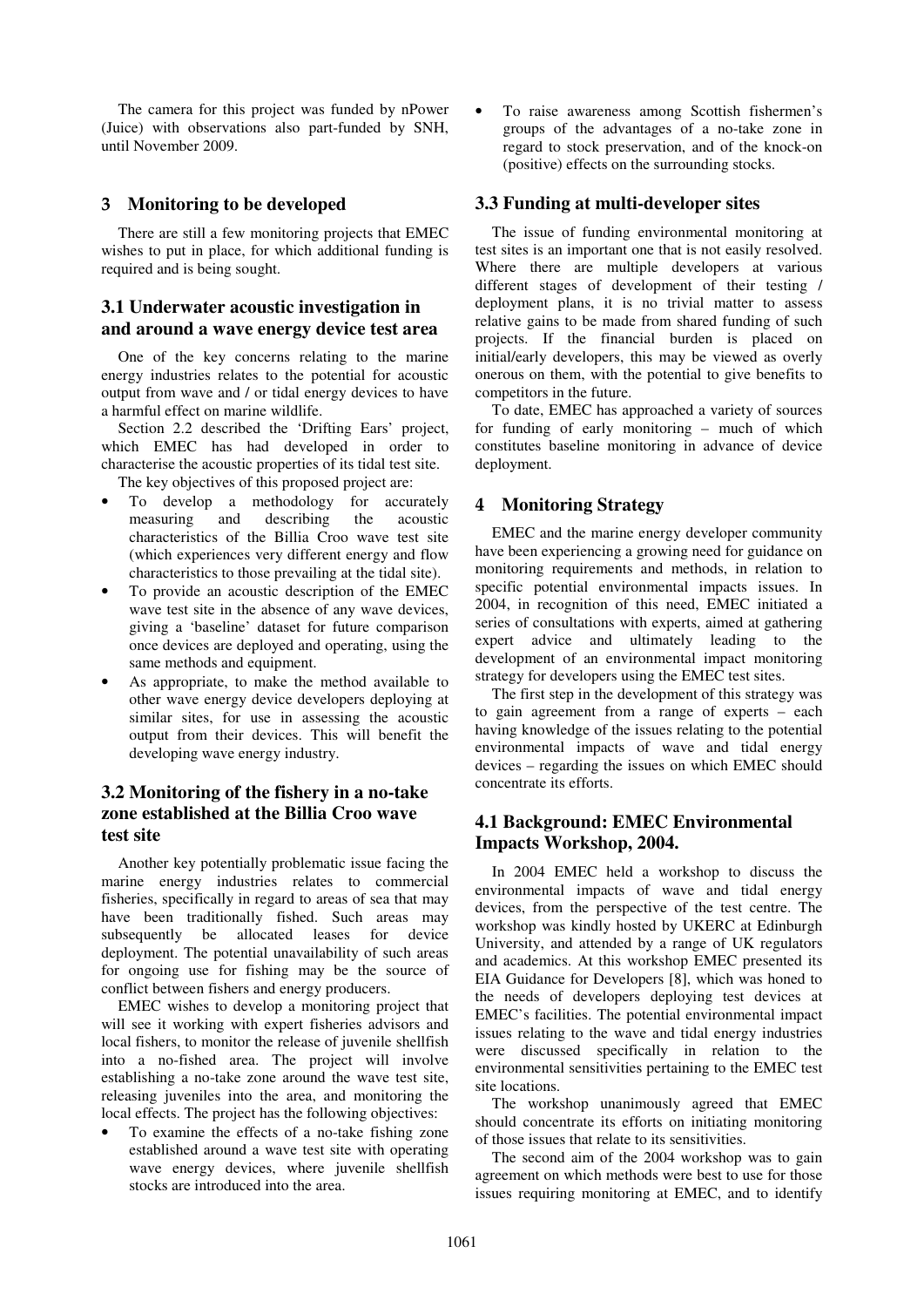The camera for this project was funded by nPower (Juice) with observations also part-funded by SNH, until November 2009.

## 3 Monitoring to be developed

There are still a few monitoring projects that EMEC wishes to put in place, for which additional funding is required and is being sought.

### 3.1 Underwater acoustic investigation in and around a wave energy device test area

One of the key concerns relating to the marine energy industries relates to the potential for acoustic output from wave and / or tidal energy devices to have a harmful effect on marine wildlife.

Section 2.2 described the 'Drifting Ears' project, which EMEC has had developed in order to characterise the acoustic properties of its tidal test site.

The key objectives of this proposed project are:

- To develop a methodology for accurately measuring and describing the acoustic characteristics of the Billia Croo wave test site (which experiences very different energy and flow characteristics to those prevailing at the tidal site).
- To provide an acoustic description of the EMEC wave test site in the absence of any wave devices, giving a 'baseline' dataset for future comparison once devices are deployed and operating, using the same methods and equipment.
- As appropriate, to make the method available to other wave energy device developers deploying at similar sites, for use in assessing the acoustic output from their devices. This will benefit the developing wave energy industry.

### 3.2 Monitoring of the fishery in a no-take zone established at the Billia Croo wave test site

Another key potentially problematic issue facing the marine energy industries relates to commercial fisheries, specifically in regard to areas of sea that may have been traditionally fished. Such areas may subsequently be allocated leases for device deployment. The potential unavailability of such areas for ongoing use for fishing may be the source of conflict between fishers and energy producers.

EMEC wishes to develop a monitoring project that will see it working with expert fisheries advisors and local fishers, to monitor the release of juvenile shellfish into a no-fished area. The project will involve establishing a no-take zone around the wave test site, releasing juveniles into the area, and monitoring the local effects. The project has the following objectives:

- To examine the effects of a no-take fishing zone established around a wave test site with operating wave energy devices, where juvenile shellfish stocks are introduced into the area.
- To raise awareness among Scottish fishermen's groups of the advantages of a no-take zone in regard to stock preservation, and of the knock-on (positive) effects on the surrounding stocks.

### 3.3 Funding at multi-developer sites

The issue of funding environmental monitoring at test sites is an important one that is not easily resolved. Where there are multiple developers at various different stages of development of their testing / deployment plans, it is no trivial matter to assess relative gains to be made from shared funding of such projects. If the financial burden is placed on initial/early developers, this may be viewed as overly onerous on them, with the potential to give benefits to competitors in the future.

To date, EMEC has approached a variety of sources for funding of early monitoring – much of which constitutes baseline monitoring in advance of device deployment.

## 4 Monitoring Strategy

EMEC and the marine energy developer community have been experiencing a growing need for guidance on monitoring requirements and methods, in relation to specific potential environmental impacts issues. In 2004, in recognition of this need, EMEC initiated a series of consultations with experts, aimed at gathering expert advice and ultimately leading to the development of an environmental impact monitoring strategy for developers using the EMEC test sites.

The first step in the development of this strategy was to gain agreement from a range of experts – each having knowledge of the issues relating to the potential environmental impacts of wave and tidal energy devices – regarding the issues on which EMEC should concentrate its efforts.

### 4.1 Background: EMEC Environmental Impacts Workshop, 2004.

In 2004 EMEC held a workshop to discuss the environmental impacts of wave and tidal energy devices, from the perspective of the test centre. The workshop was kindly hosted by UKERC at Edinburgh University, and attended by a range of UK regulators and academics. At this workshop EMEC presented its EIA Guidance for Developers [8], which was honed to the needs of developers deploying test devices at EMEC's facilities. The potential environmental impact issues relating to the wave and tidal energy industries were discussed specifically in relation to the environmental sensitivities pertaining to the EMEC test site locations.

The workshop unanimously agreed that EMEC should concentrate its efforts on initiating monitoring of those issues that relate to its sensitivities.

The second aim of the 2004 workshop was to gain agreement on which methods were best to use for those issues requiring monitoring at EMEC, and to identify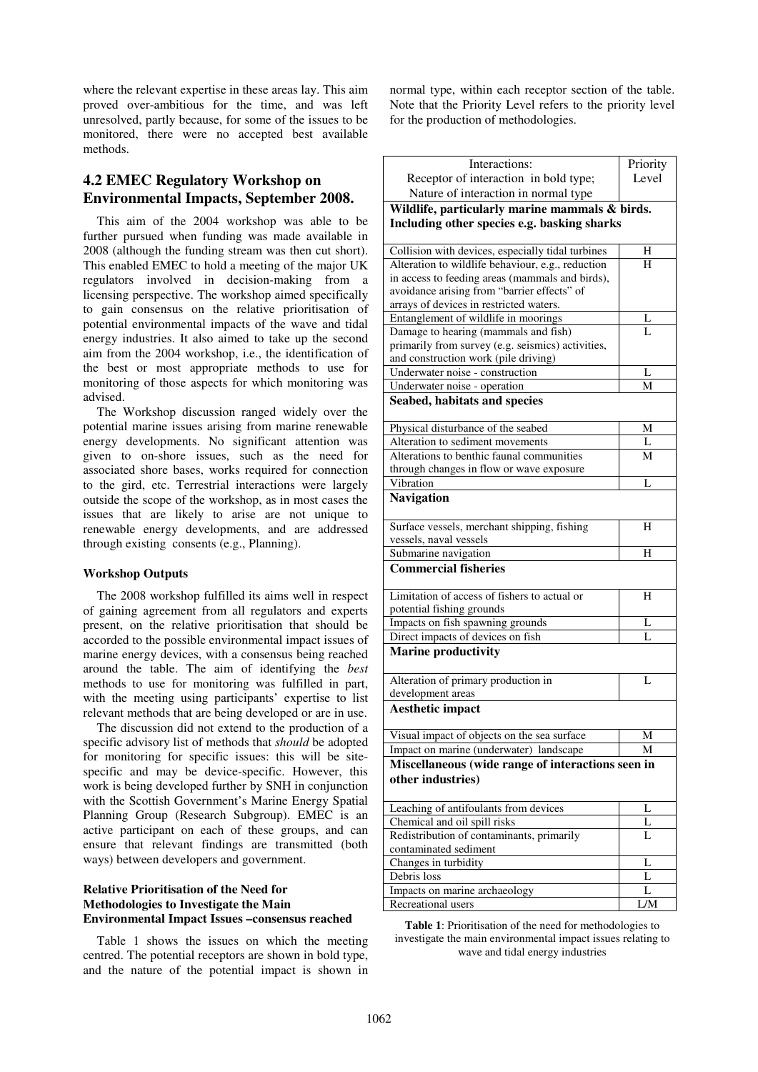where the relevant expertise in these areas lay. This aim proved over-ambitious for the time, and was left unresolved, partly because, for some of the issues to be monitored, there were no accepted best available methods.

## 4.2 EMEC Regulatory Workshop on Environmental Impacts, September 2008.

This aim of the 2004 workshop was able to be further pursued when funding was made available in 2008 (although the funding stream was then cut short). This enabled EMEC to hold a meeting of the major UK regulators involved in decision-making from a licensing perspective. The workshop aimed specifically to gain consensus on the relative prioritisation of potential environmental impacts of the wave and tidal energy industries. It also aimed to take up the second aim from the 2004 workshop, i.e., the identification of the best or most appropriate methods to use for monitoring of those aspects for which monitoring was advised.

The Workshop discussion ranged widely over the potential marine issues arising from marine renewable energy developments. No significant attention was given to on-shore issues, such as the need for associated shore bases, works required for connection to the gird, etc. Terrestrial interactions were largely outside the scope of the workshop, as in most cases the issues that are likely to arise are not unique to renewable energy developments, and are addressed through existing consents (e.g., Planning).

### Workshop Outputs

The 2008 workshop fulfilled its aims well in respect of gaining agreement from all regulators and experts present, on the relative prioritisation that should be accorded to the possible environmental impact issues of marine energy devices, with a consensus being reached around the table. The aim of identifying the *best* methods to use for monitoring was fulfilled in part, with the meeting using participants' expertise to list relevant methods that are being developed or are in use.

The discussion did not extend to the production of a specific advisory list of methods that *should* be adopted for monitoring for specific issues: this will be site-specific and may be device-specific. However, this work is being developed further by SNH in conjunction with the Scottish Government's Marine Energy Spatial Planning Group (Research Subgroup). EMEC is an active participant on each of these groups, and can ensure that relevant findings are transmitted (both ways) between developers and government.

### Relative Prioritisation of the Need for Methodologies to Investigate the Main Environmental Impact Issues –consensus reached

Table 1 shows the issues on which the meeting centred. The potential receptors are shown in bold type, and the nature of the potential impact is shown in normal type, within each receptor section of the table. Note that the Priority Level refers to the priority level for the production of methodologies.

| Interactions: Receptor of interaction in bold type; Nature of interaction in normal type | Priority Level |
|---|---|
| **Wildlife, particularly marine mammals & birds. Including other species e.g. basking sharks** | |
| Collision with devices, especially tidal turbines | H |
| Alteration to wildlife behaviour, e.g., reduction in access to feeding areas (mammals and birds), avoidance arising from "barrier effects" of arrays of devices in restricted waters. | H |
| Entanglement of wildlife in moorings | L |
| Damage to hearing (mammals and fish) primarily from survey (e.g. seismics) activities, and construction work (pile driving) | L |
| Underwater noise - construction | L |
| Underwater noise - operation | M |
| **Seabed, habitats and species** | |
| Physical disturbance of the seabed | M |
| Alteration to sediment movements | L |
| Alterations to benthic faunal communities through changes in flow or wave exposure | M |
| Vibration | L |
| **Navigation** | |
| Surface vessels, merchant shipping, fishing vessels, naval vessels | H |
| Submarine navigation | H |
| **Commercial fisheries** | |
| Limitation of access of fishers to actual or potential fishing grounds | H |
| Impacts on fish spawning grounds | L |
| Direct impacts of devices on fish | L |
| **Marine productivity** | |
| Alteration of primary production in development areas | L |
| **Aesthetic impact** | |
| Visual impact of objects on the sea surface | M |
| Impact on marine (underwater) landscape | M |
| **Miscellaneous (wide range of interactions seen in other industries)** | |
| Leaching of antifoulants from devices | L |
| Chemical and oil spill risks | L |
| Redistribution of contaminants, primarily contaminated sediment | L |
| Changes in turbidity | L |
| Debris loss | L |
| Impacts on marine archaeology | L |
| Recreational users | L/M |

**Table 1**: Prioritisation of the need for methodologies to investigate the main environmental impact issues relating to wave and tidal energy industries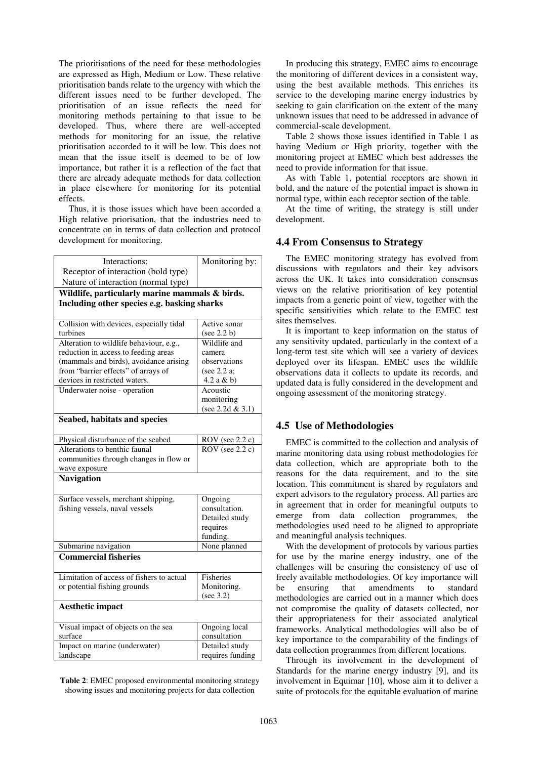The prioritisations of the need for these methodologies are expressed as High, Medium or Low. These relative prioritisation bands relate to the urgency with which the different issues need to be further developed. The prioritisation of an issue reflects the need for monitoring methods pertaining to that issue to be developed. Thus, where there are well-accepted methods for monitoring for an issue, the relative prioritisation accorded to it will be low. This does not mean that the issue itself is deemed to be of low importance, but rather it is a reflection of the fact that there are already adequate methods for data collection in place elsewhere for monitoring for its potential effects.

Thus, it is those issues which have been accorded a High relative priorisation, that the industries need to concentrate on in terms of data collection and protocol development for monitoring.

| Interactions: Receptor of interaction (bold type) Nature of interaction (normal type) | Monitoring by: |
|---|---|
| **Wildlife, particularly marine mammals & birds. Including other species e.g. basking sharks** | |
| Collision with devices, especially tidal turbines | Active sonar (see 2.2 b) |
| Alteration to wildlife behaviour, e.g., reduction in access to feeding areas (mammals and birds), avoidance arising from "barrier effects" of arrays of devices in restricted waters. | Wildlife and camera observations (see 2.2 a; 4.2 a & b) |
| Underwater noise - operation | Acoustic monitoring (see 2.2d & 3.1) |
| **Seabed, habitats and species** | |
| Physical disturbance of the seabed | ROV (see 2.2 c) |
| Alterations to benthic faunal communities through changes in flow or wave exposure | ROV (see 2.2 c) |
| **Navigation** | |
| Surface vessels, merchant shipping, fishing vessels, naval vessels | Ongoing consultation. Detailed study requires funding. |
| Submarine navigation | None planned |
| **Commercial fisheries** | |
| Limitation of access of fishers to actual or potential fishing grounds | Fisheries Monitoring. (see 3.2) |
| **Aesthetic impact** | |
| Visual impact of objects on the sea surface | Ongoing local consultation |
| Impact on marine (underwater) landscape | Detailed study requires funding |

**Table 2**: EMEC proposed environmental monitoring strategy showing issues and monitoring projects for data collection

In producing this strategy, EMEC aims to encourage the monitoring of different devices in a consistent way, using the best available methods. This enriches its service to the developing marine energy industries by seeking to gain clarification on the extent of the many unknown issues that need to be addressed in advance of commercial-scale development.

Table 2 shows those issues identified in Table 1 as having Medium or High priority, together with the monitoring project at EMEC which best addresses the need to provide information for that issue.

As with Table 1, potential receptors are shown in bold, and the nature of the potential impact is shown in normal type, within each receptor section of the table.

At the time of writing, the strategy is still under development.

## 4.4 From Consensus to Strategy

The EMEC monitoring strategy has evolved from discussions with regulators and their key advisors across the UK. It takes into consideration consensus views on the relative prioritisation of key potential impacts from a generic point of view, together with the specific sensitivities which relate to the EMEC test sites themselves.

It is important to keep information on the status of any sensitivity updated, particularly in the context of a long-term test site which will see a variety of devices deployed over its lifespan. EMEC uses the wildlife observations data it collects to update its records, and updated data is fully considered in the development and ongoing assessment of the monitoring strategy.

## 4.5 Use of Methodologies

EMEC is committed to the collection and analysis of marine monitoring data using robust methodologies for data collection, which are appropriate both to the reasons for the data requirement, and to the site location. This commitment is shared by regulators and expert advisors to the regulatory process. All parties are in agreement that in order for meaningful outputs to emerge from data collection programmes, the methodologies used need to be aligned to appropriate and meaningful analysis techniques.

With the development of protocols by various parties for use by the marine energy industry, one of the challenges will be ensuring the consistency of use of freely available methodologies. Of key importance will be ensuring that amendments to standard methodologies are carried out in a manner which does not compromise the quality of datasets collected, nor their appropriateness for their associated analytical frameworks. Analytical methodologies will also be of key importance to the comparability of the findings of data collection programmes from different locations.

Through its involvement in the development of Standards for the marine energy industry [9], and its involvement in Equimar [10], whose aim it to deliver a suite of protocols for the equitable evaluation of marine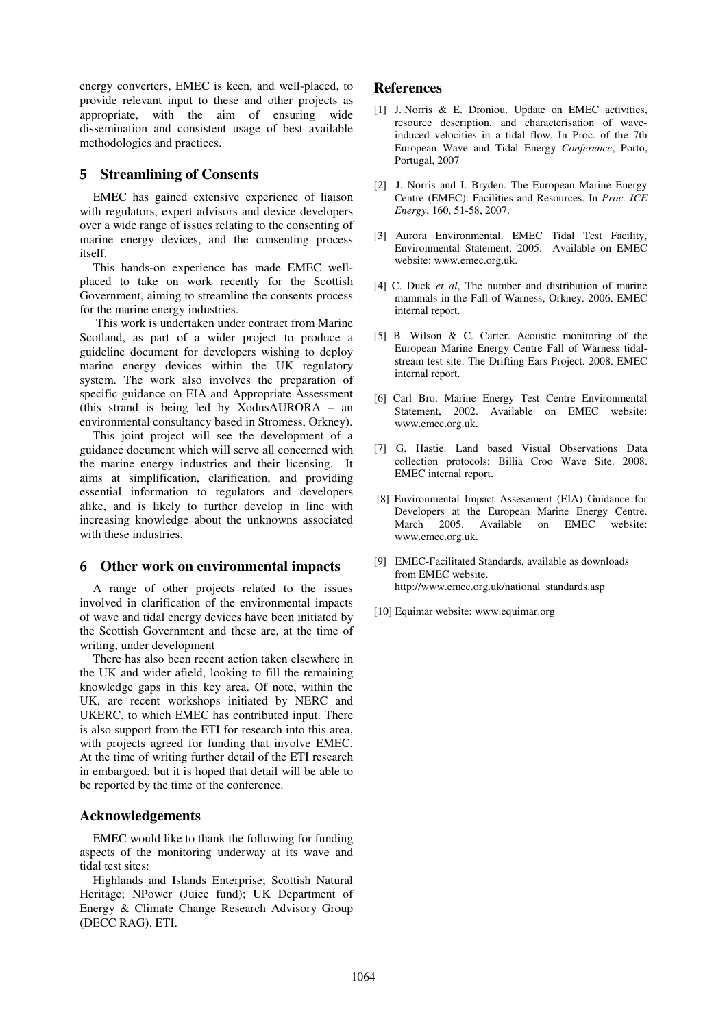energy converters, EMEC is keen, and well-placed, to provide relevant input to these and other projects as appropriate, with the aim of ensuring wide dissemination and consistent usage of best available methodologies and practices.

## 5 Streamlining of Consents

EMEC has gained extensive experience of liaison with regulators, expert advisors and device developers over a wide range of issues relating to the consenting of marine energy devices, and the consenting process itself.

This hands-on experience has made EMEC well-placed to take on work recently for the Scottish Government, aiming to streamline the consents process for the marine energy industries.

This work is undertaken under contract from Marine Scotland, as part of a wider project to produce a guideline document for developers wishing to deploy marine energy devices within the UK regulatory system. The work also involves the preparation of specific guidance on EIA and Appropriate Assessment (this strand is being led by XodusAURORA – an environmental consultancy based in Stromess, Orkney).

This joint project will see the development of a guidance document which will serve all concerned with the marine energy industries and their licensing. It aims at simplification, clarification, and providing essential information to regulators and developers alike, and is likely to further develop in line with increasing knowledge about the unknowns associated with these industries.

## 6 Other work on environmental impacts

A range of other projects related to the issues involved in clarification of the environmental impacts of wave and tidal energy devices have been initiated by the Scottish Government and these are, at the time of writing, under development

There has also been recent action taken elsewhere in the UK and wider afield, looking to fill the remaining knowledge gaps in this key area. Of note, within the UK, are recent workshops initiated by NERC and UKERC, to which EMEC has contributed input. There is also support from the ETI for research into this area, with projects agreed for funding that involve EMEC. At the time of writing further detail of the ETI research in embargoed, but it is hoped that detail will be able to be reported by the time of the conference.

## Acknowledgements

EMEC would like to thank the following for funding aspects of the monitoring underway at its wave and tidal test sites:

Highlands and Islands Enterprise; Scottish Natural Heritage; NPower (Juice fund); UK Department of Energy & Climate Change Research Advisory Group (DECC RAG). ETI.

## References

[1] J. Norris & E. Droniou. Update on EMEC activities, resource description, and characterisation of wave-induced velocities in a tidal flow. In Proc. of the 7th European Wave and Tidal Energy *Conference*, Porto, Portugal, 2007

[2] J. Norris and I. Bryden. The European Marine Energy Centre (EMEC): Facilities and Resources. In *Proc. ICE Energy*, 160, 51-58, 2007.

[3] Aurora Environmental. EMEC Tidal Test Facility, Environmental Statement, 2005. Available on EMEC website: www.emec.org.uk.

[4] C. Duck *et al*, The number and distribution of marine mammals in the Fall of Warness, Orkney. 2006. EMEC internal report.

[5] B. Wilson & C. Carter. Acoustic monitoring of the European Marine Energy Centre Fall of Warness tidal-stream test site: The Drifting Ears Project. 2008. EMEC internal report.

[6] Carl Bro. Marine Energy Test Centre Environmental Statement, 2002. Available on EMEC website: www.emec.org.uk.

[7] G. Hastie. Land based Visual Observations Data collection protocols: Billia Croo Wave Site. 2008. EMEC internal report.

[8] Environmental Impact Assesement (EIA) Guidance for Developers at the European Marine Energy Centre. March 2005. Available on EMEC website: www.emec.org.uk.

[9] EMEC-Facilitated Standards, available as downloads from EMEC website. http://www.emec.org.uk/national_standards.asp

[10] Equimar website: www.equimar.org